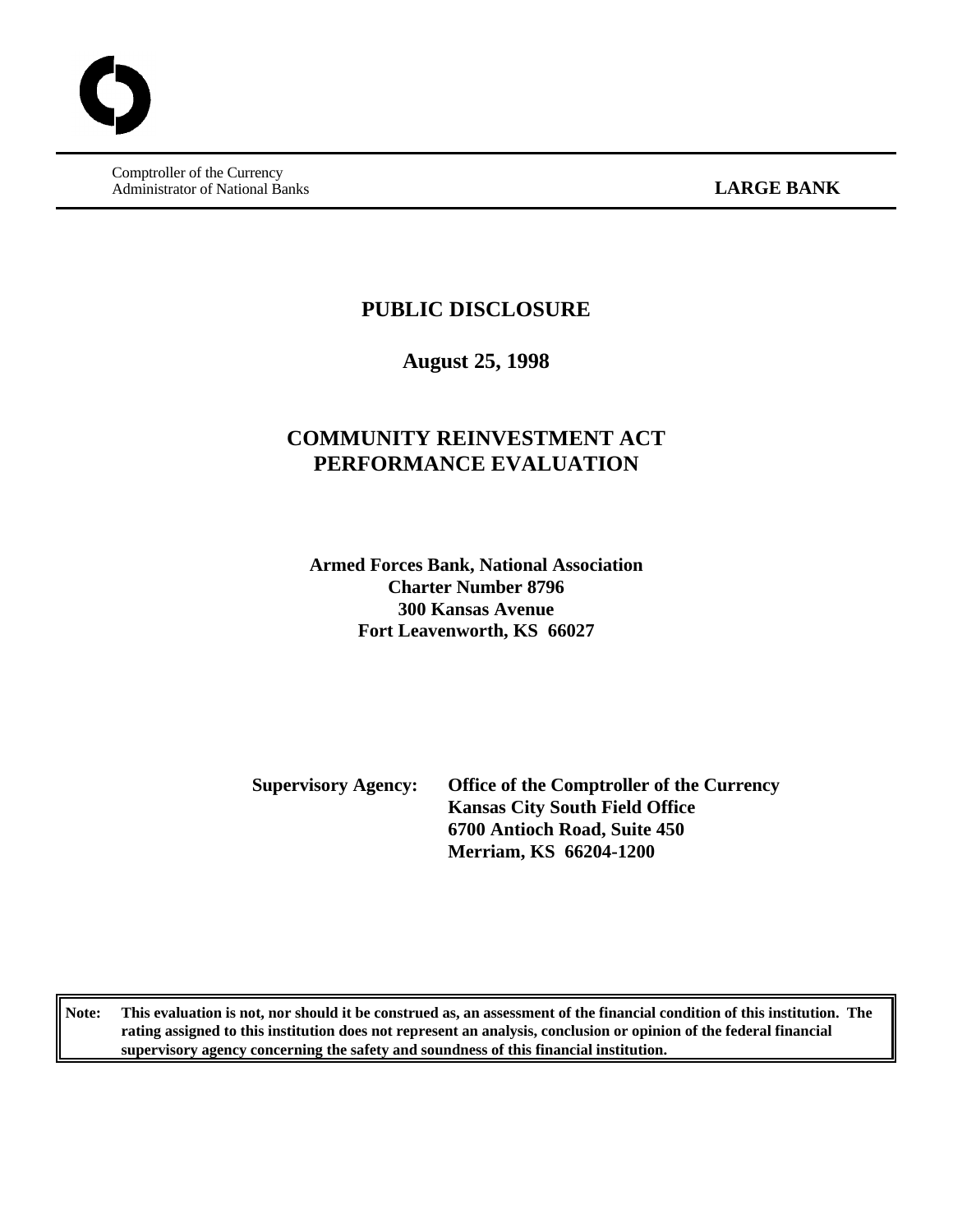Comptroller of the Currency
Administrator of National Banks

**LARGE BANK**

# PUBLIC DISCLOSURE

**August 25, 1998**

# COMMUNITY REINVESTMENT ACT PERFORMANCE EVALUATION

**Armed Forces Bank, National Association**
**Charter Number 8796**
**300 Kansas Avenue**
**Fort Leavenworth, KS 66027**

**Supervisory Agency:** **Office of the Comptroller of the Currency**
**Kansas City South Field Office**
**6700 Antioch Road, Suite 450**
**Merriam, KS 66204-1200**

**Note: This evaluation is not, nor should it be construed as, an assessment of the financial condition of this institution. The rating assigned to this institution does not represent an analysis, conclusion or opinion of the federal financial supervisory agency concerning the safety and soundness of this financial institution.**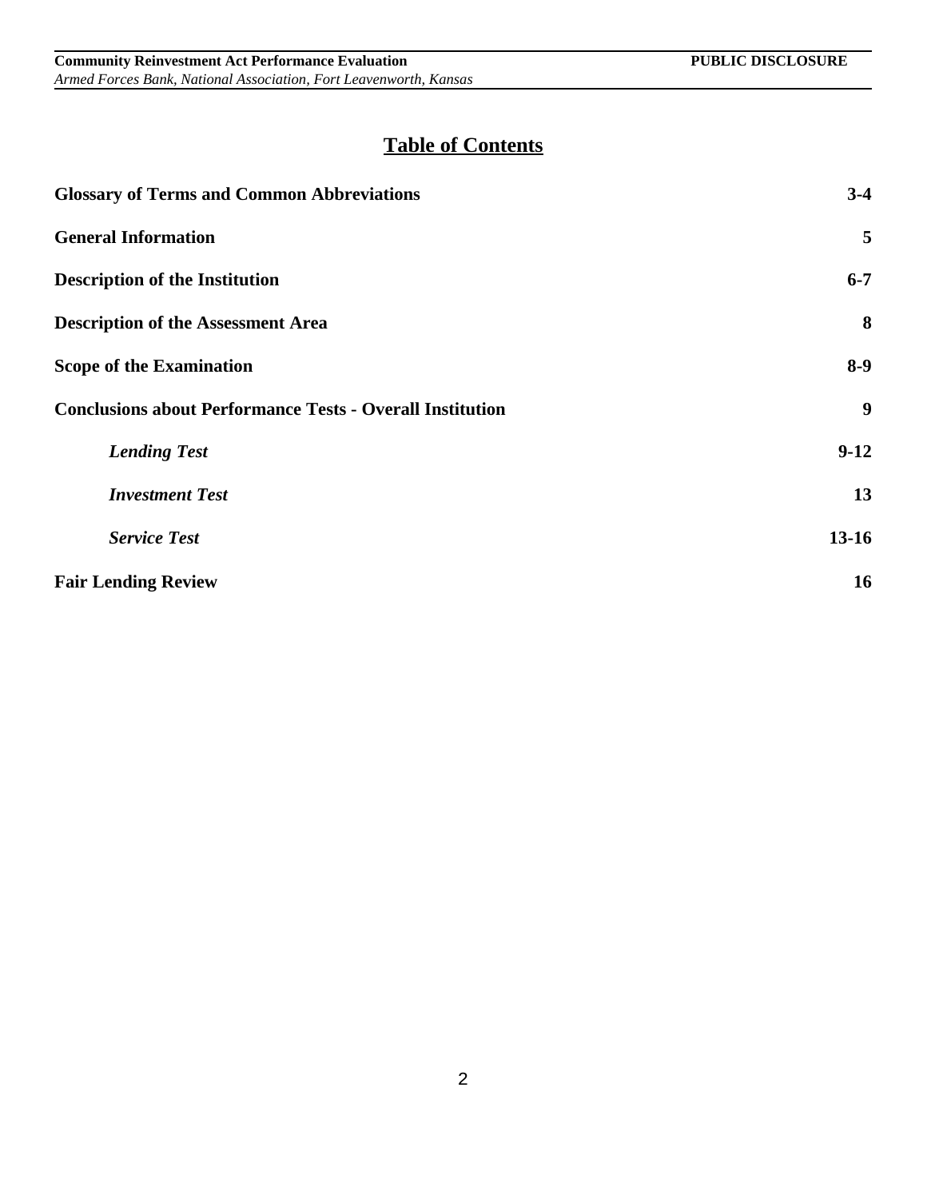# Table of Contents

| | |
|---|---|
| **Glossary of Terms and Common Abbreviations** | **3-4** |
| **General Information** | **5** |
| **Description of the Institution** | **6-7** |
| **Description of the Assessment Area** | **8** |
| **Scope of the Examination** | **8-9** |
| **Conclusions about Performance Tests - Overall Institution** | **9** |
| ***Lending Test*** | **9-12** |
| ***Investment Test*** | **13** |
| ***Service Test*** | **13-16** |
| **Fair Lending Review** | **16** |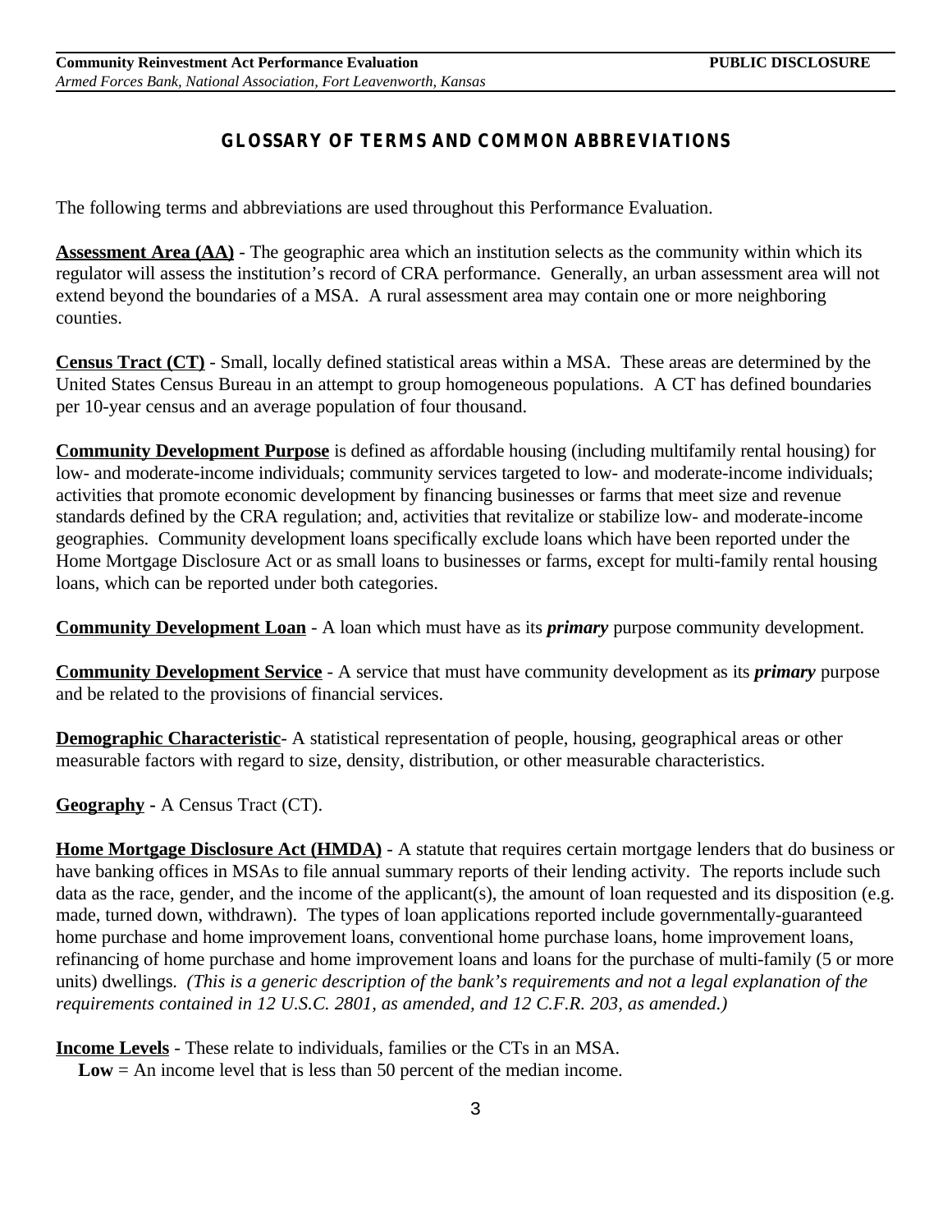## GLOSSARY OF TERMS AND COMMON ABBREVIATIONS

The following terms and abbreviations are used throughout this Performance Evaluation.

**Assessment Area (AA)** - The geographic area which an institution selects as the community within which its regulator will assess the institution's record of CRA performance. Generally, an urban assessment area will not extend beyond the boundaries of a MSA. A rural assessment area may contain one or more neighboring counties.

**Census Tract (CT)** - Small, locally defined statistical areas within a MSA. These areas are determined by the United States Census Bureau in an attempt to group homogeneous populations. A CT has defined boundaries per 10-year census and an average population of four thousand.

**Community Development Purpose** is defined as affordable housing (including multifamily rental housing) for low- and moderate-income individuals; community services targeted to low- and moderate-income individuals; activities that promote economic development by financing businesses or farms that meet size and revenue standards defined by the CRA regulation; and, activities that revitalize or stabilize low- and moderate-income geographies. Community development loans specifically exclude loans which have been reported under the Home Mortgage Disclosure Act or as small loans to businesses or farms, except for multi-family rental housing loans, which can be reported under both categories.

**Community Development Loan** - A loan which must have as its ***primary*** purpose community development.

**Community Development Service** - A service that must have community development as its ***primary*** purpose and be related to the provisions of financial services.

**Demographic Characteristic**- A statistical representation of people, housing, geographical areas or other measurable factors with regard to size, density, distribution, or other measurable characteristics.

**Geography -** A Census Tract (CT).

**Home Mortgage Disclosure Act (HMDA) -** A statute that requires certain mortgage lenders that do business or have banking offices in MSAs to file annual summary reports of their lending activity. The reports include such data as the race, gender, and the income of the applicant(s), the amount of loan requested and its disposition (e.g. made, turned down, withdrawn). The types of loan applications reported include governmentally-guaranteed home purchase and home improvement loans, conventional home purchase loans, home improvement loans, refinancing of home purchase and home improvement loans and loans for the purchase of multi-family (5 or more units) dwellings. *(This is a generic description of the bank's requirements and not a legal explanation of the requirements contained in 12 U.S.C. 2801, as amended, and 12 C.F.R. 203, as amended.)*

**Income Levels** - These relate to individuals, families or the CTs in an MSA.

**Low** = An income level that is less than 50 percent of the median income.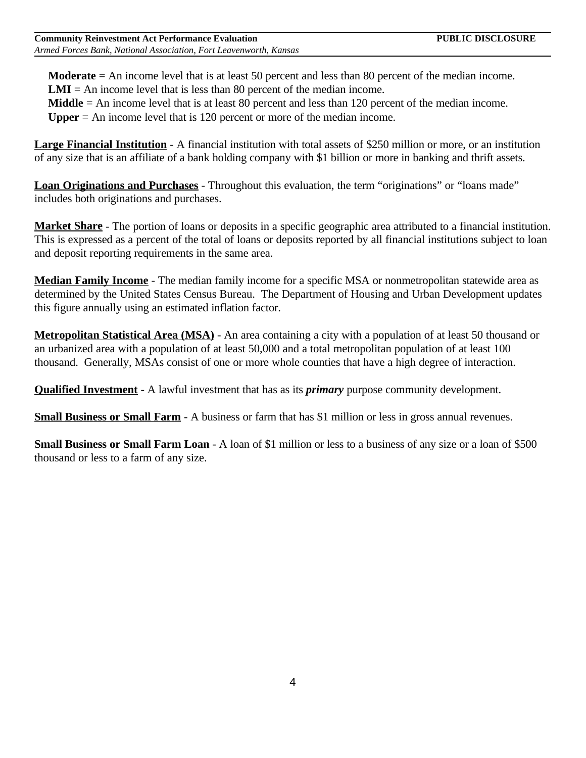**Moderate** = An income level that is at least 50 percent and less than 80 percent of the median income.
**LMI** = An income level that is less than 80 percent of the median income.
**Middle** = An income level that is at least 80 percent and less than 120 percent of the median income.
**Upper** = An income level that is 120 percent or more of the median income.

**Large Financial Institution** - A financial institution with total assets of $250 million or more, or an institution of any size that is an affiliate of a bank holding company with $1 billion or more in banking and thrift assets.

**Loan Originations and Purchases** - Throughout this evaluation, the term "originations" or "loans made" includes both originations and purchases.

**Market Share** - The portion of loans or deposits in a specific geographic area attributed to a financial institution. This is expressed as a percent of the total of loans or deposits reported by all financial institutions subject to loan and deposit reporting requirements in the same area.

**Median Family Income** - The median family income for a specific MSA or nonmetropolitan statewide area as determined by the United States Census Bureau. The Department of Housing and Urban Development updates this figure annually using an estimated inflation factor.

**Metropolitan Statistical Area (MSA)** - An area containing a city with a population of at least 50 thousand or an urbanized area with a population of at least 50,000 and a total metropolitan population of at least 100 thousand. Generally, MSAs consist of one or more whole counties that have a high degree of interaction.

**Qualified Investment** - A lawful investment that has as its ***primary*** purpose community development.

**Small Business or Small Farm** - A business or farm that has $1 million or less in gross annual revenues.

**Small Business or Small Farm Loan** - A loan of $1 million or less to a business of any size or a loan of $500 thousand or less to a farm of any size.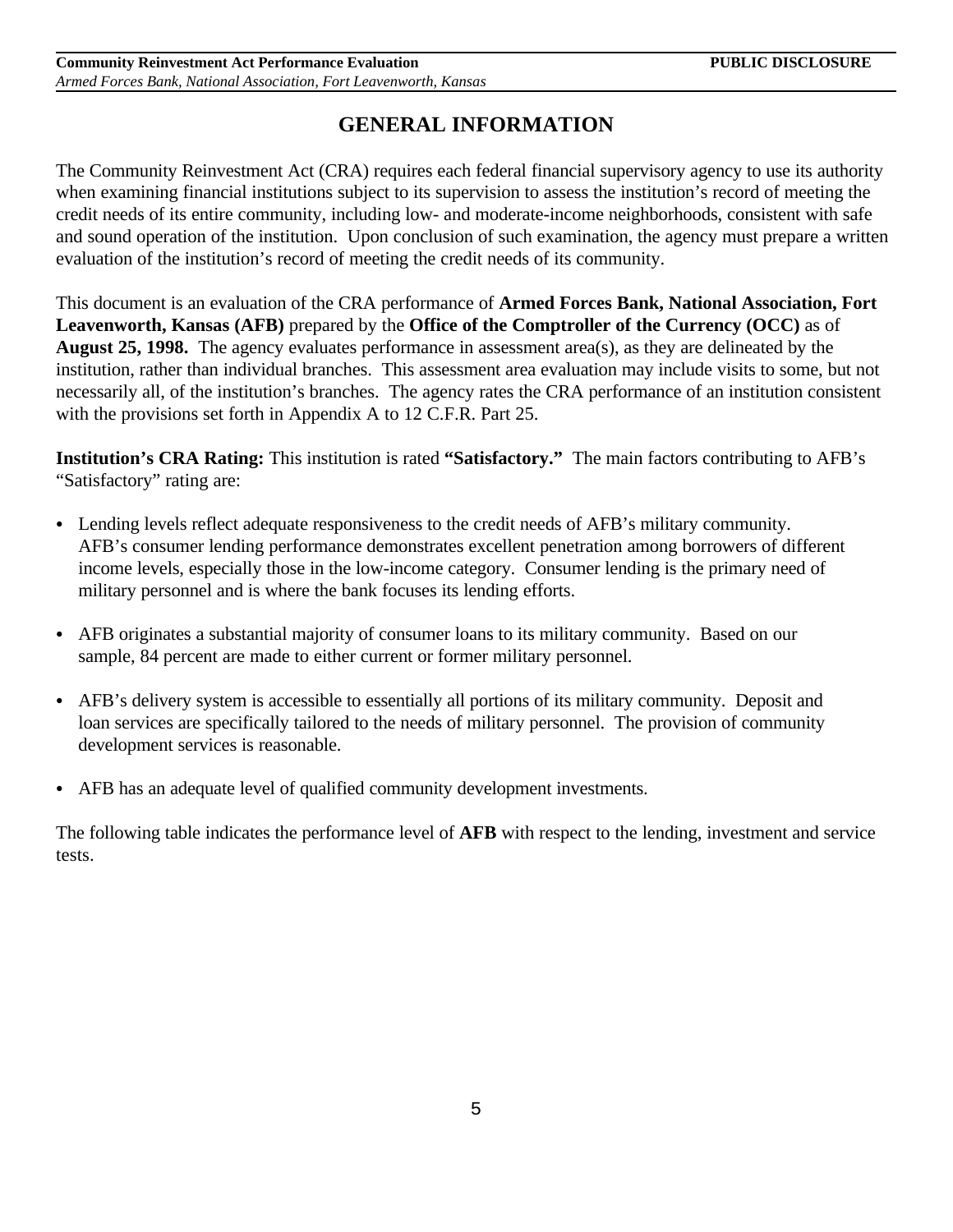# GENERAL INFORMATION

The Community Reinvestment Act (CRA) requires each federal financial supervisory agency to use its authority when examining financial institutions subject to its supervision to assess the institution's record of meeting the credit needs of its entire community, including low- and moderate-income neighborhoods, consistent with safe and sound operation of the institution. Upon conclusion of such examination, the agency must prepare a written evaluation of the institution's record of meeting the credit needs of its community.

This document is an evaluation of the CRA performance of **Armed Forces Bank, National Association, Fort Leavenworth, Kansas (AFB)** prepared by the **Office of the Comptroller of the Currency (OCC)** as of **August 25, 1998.** The agency evaluates performance in assessment area(s), as they are delineated by the institution, rather than individual branches. This assessment area evaluation may include visits to some, but not necessarily all, of the institution's branches. The agency rates the CRA performance of an institution consistent with the provisions set forth in Appendix A to 12 C.F.R. Part 25.

**Institution's CRA Rating:** This institution is rated **"Satisfactory."** The main factors contributing to AFB's "Satisfactory" rating are:

- Lending levels reflect adequate responsiveness to the credit needs of AFB's military community. AFB's consumer lending performance demonstrates excellent penetration among borrowers of different income levels, especially those in the low-income category. Consumer lending is the primary need of military personnel and is where the bank focuses its lending efforts.

- AFB originates a substantial majority of consumer loans to its military community. Based on our sample, 84 percent are made to either current or former military personnel.

- AFB's delivery system is accessible to essentially all portions of its military community. Deposit and loan services are specifically tailored to the needs of military personnel. The provision of community development services is reasonable.

- AFB has an adequate level of qualified community development investments.

The following table indicates the performance level of **AFB** with respect to the lending, investment and service tests.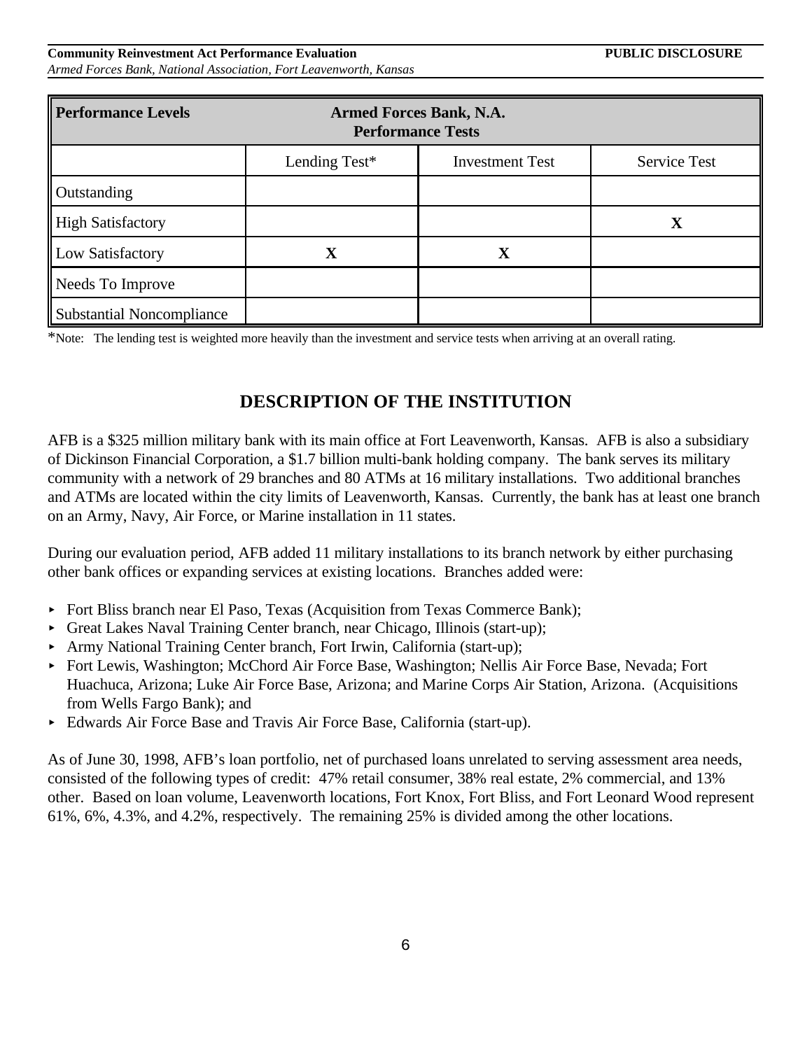| Performance Levels | Armed Forces Bank, N.A. Performance Tests | | |
|---|---|---|---|
| | Lending Test* | Investment Test | Service Test |
| Outstanding | | | |
| High Satisfactory | | | X |
| Low Satisfactory | X | X | |
| Needs To Improve | | | |
| Substantial Noncompliance | | | |

*Note: The lending test is weighted more heavily than the investment and service tests when arriving at an overall rating.

## DESCRIPTION OF THE INSTITUTION

AFB is a $325 million military bank with its main office at Fort Leavenworth, Kansas. AFB is also a subsidiary of Dickinson Financial Corporation, a $1.7 billion multi-bank holding company. The bank serves its military community with a network of 29 branches and 80 ATMs at 16 military installations. Two additional branches and ATMs are located within the city limits of Leavenworth, Kansas. Currently, the bank has at least one branch on an Army, Navy, Air Force, or Marine installation in 11 states.

During our evaluation period, AFB added 11 military installations to its branch network by either purchasing other bank offices or expanding services at existing locations. Branches added were:

- Fort Bliss branch near El Paso, Texas (Acquisition from Texas Commerce Bank);
- Great Lakes Naval Training Center branch, near Chicago, Illinois (start-up);
- Army National Training Center branch, Fort Irwin, California (start-up);
- Fort Lewis, Washington; McChord Air Force Base, Washington; Nellis Air Force Base, Nevada; Fort Huachuca, Arizona; Luke Air Force Base, Arizona; and Marine Corps Air Station, Arizona. (Acquisitions from Wells Fargo Bank); and
- Edwards Air Force Base and Travis Air Force Base, California (start-up).

As of June 30, 1998, AFB's loan portfolio, net of purchased loans unrelated to serving assessment area needs, consisted of the following types of credit: 47% retail consumer, 38% real estate, 2% commercial, and 13% other. Based on loan volume, Leavenworth locations, Fort Knox, Fort Bliss, and Fort Leonard Wood represent 61%, 6%, 4.3%, and 4.2%, respectively. The remaining 25% is divided among the other locations.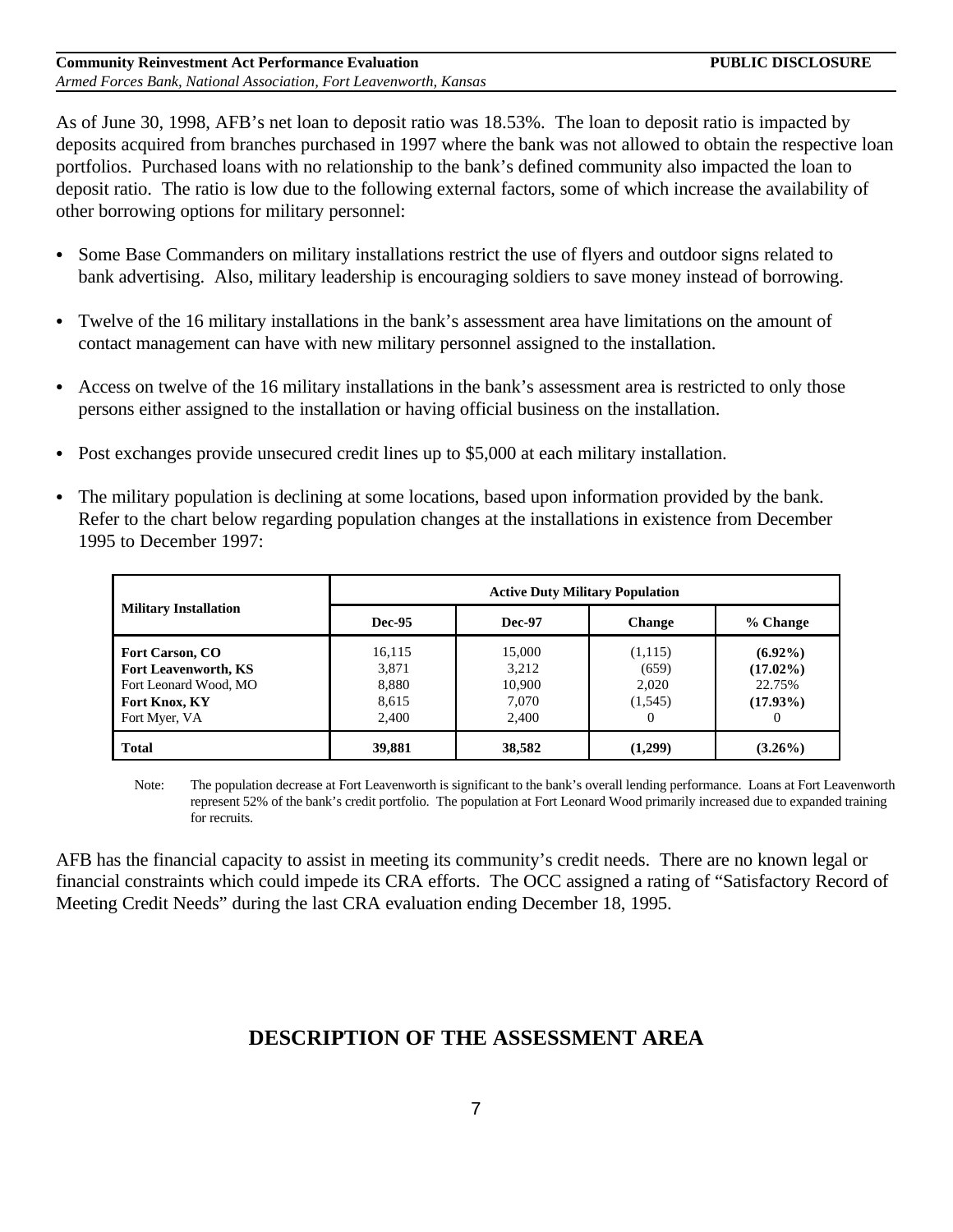As of June 30, 1998, AFB's net loan to deposit ratio was 18.53%. The loan to deposit ratio is impacted by deposits acquired from branches purchased in 1997 where the bank was not allowed to obtain the respective loan portfolios. Purchased loans with no relationship to the bank's defined community also impacted the loan to deposit ratio. The ratio is low due to the following external factors, some of which increase the availability of other borrowing options for military personnel:

- Some Base Commanders on military installations restrict the use of flyers and outdoor signs related to bank advertising. Also, military leadership is encouraging soldiers to save money instead of borrowing.
- Twelve of the 16 military installations in the bank's assessment area have limitations on the amount of contact management can have with new military personnel assigned to the installation.
- Access on twelve of the 16 military installations in the bank's assessment area is restricted to only those persons either assigned to the installation or having official business on the installation.
- Post exchanges provide unsecured credit lines up to $5,000 at each military installation.
- The military population is declining at some locations, based upon information provided by the bank. Refer to the chart below regarding population changes at the installations in existence from December 1995 to December 1997:

| Military Installation | Active Duty Military Population | | | |
|---|---|---|---|---|
| | **Dec-95** | **Dec-97** | **Change** | **% Change** |
| **Fort Carson, CO** | 16,115 | 15,000 | (1,115) | **(6.92%)** |
| **Fort Leavenworth, KS** | 3,871 | 3,212 | (659) | **(17.02%)** |
| Fort Leonard Wood, MO | 8,880 | 10,900 | 2,020 | 22.75% |
| **Fort Knox, KY** | 8,615 | 7,070 | (1,545) | **(17.93%)** |
| Fort Myer, VA | 2,400 | 2,400 | 0 | 0 |
| **Total** | **39,881** | **38,582** | **(1,299)** | **(3.26%)** |

Note: The population decrease at Fort Leavenworth is significant to the bank's overall lending performance. Loans at Fort Leavenworth represent 52% of the bank's credit portfolio. The population at Fort Leonard Wood primarily increased due to expanded training for recruits.

AFB has the financial capacity to assist in meeting its community's credit needs. There are no known legal or financial constraints which could impede its CRA efforts. The OCC assigned a rating of "Satisfactory Record of Meeting Credit Needs" during the last CRA evaluation ending December 18, 1995.

## DESCRIPTION OF THE ASSESSMENT AREA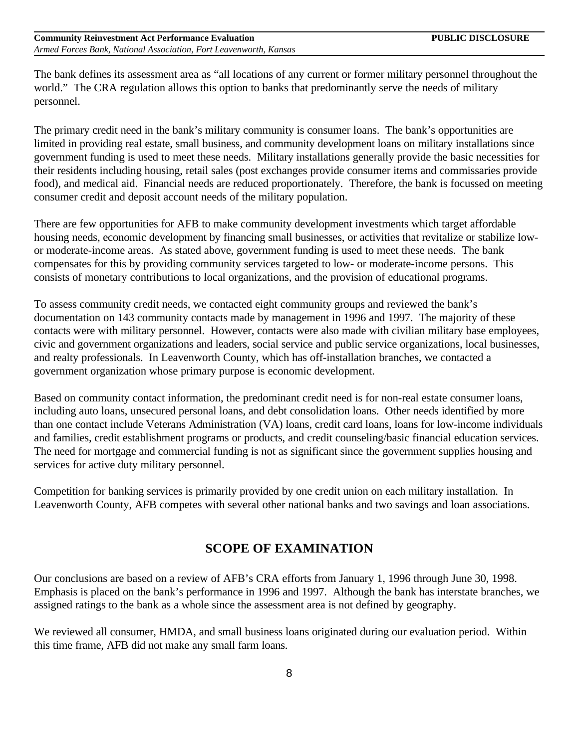The bank defines its assessment area as "all locations of any current or former military personnel throughout the world." The CRA regulation allows this option to banks that predominantly serve the needs of military personnel.

The primary credit need in the bank's military community is consumer loans. The bank's opportunities are limited in providing real estate, small business, and community development loans on military installations since government funding is used to meet these needs. Military installations generally provide the basic necessities for their residents including housing, retail sales (post exchanges provide consumer items and commissaries provide food), and medical aid. Financial needs are reduced proportionately. Therefore, the bank is focussed on meeting consumer credit and deposit account needs of the military population.

There are few opportunities for AFB to make community development investments which target affordable housing needs, economic development by financing small businesses, or activities that revitalize or stabilize low- or moderate-income areas. As stated above, government funding is used to meet these needs. The bank compensates for this by providing community services targeted to low- or moderate-income persons. This consists of monetary contributions to local organizations, and the provision of educational programs.

To assess community credit needs, we contacted eight community groups and reviewed the bank's documentation on 143 community contacts made by management in 1996 and 1997. The majority of these contacts were with military personnel. However, contacts were also made with civilian military base employees, civic and government organizations and leaders, social service and public service organizations, local businesses, and realty professionals. In Leavenworth County, which has off-installation branches, we contacted a government organization whose primary purpose is economic development.

Based on community contact information, the predominant credit need is for non-real estate consumer loans, including auto loans, unsecured personal loans, and debt consolidation loans. Other needs identified by more than one contact include Veterans Administration (VA) loans, credit card loans, loans for low-income individuals and families, credit establishment programs or products, and credit counseling/basic financial education services. The need for mortgage and commercial funding is not as significant since the government supplies housing and services for active duty military personnel.

Competition for banking services is primarily provided by one credit union on each military installation. In Leavenworth County, AFB competes with several other national banks and two savings and loan associations.

## SCOPE OF EXAMINATION

Our conclusions are based on a review of AFB's CRA efforts from January 1, 1996 through June 30, 1998. Emphasis is placed on the bank's performance in 1996 and 1997. Although the bank has interstate branches, we assigned ratings to the bank as a whole since the assessment area is not defined by geography.

We reviewed all consumer, HMDA, and small business loans originated during our evaluation period. Within this time frame, AFB did not make any small farm loans.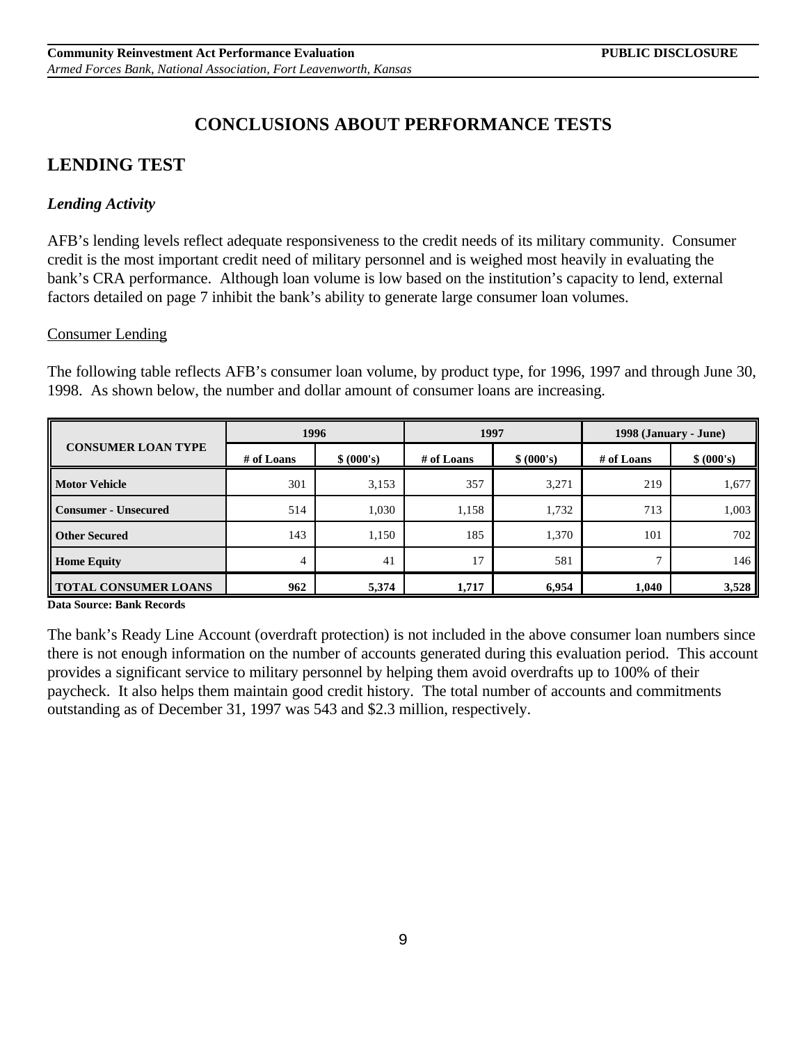# CONCLUSIONS ABOUT PERFORMANCE TESTS

## LENDING TEST

### *Lending Activity*

AFB's lending levels reflect adequate responsiveness to the credit needs of its military community. Consumer credit is the most important credit need of military personnel and is weighed most heavily in evaluating the bank's CRA performance. Although loan volume is low based on the institution's capacity to lend, external factors detailed on page 7 inhibit the bank's ability to generate large consumer loan volumes.

Consumer Lending

The following table reflects AFB's consumer loan volume, by product type, for 1996, 1997 and through June 30, 1998. As shown below, the number and dollar amount of consumer loans are increasing.

| CONSUMER LOAN TYPE | 1996 | | 1997 | | 1998 (January - June) | |
|---|---|---|---|---|---|---|
| | # of Loans | $ (000's) | # of Loans | $ (000's) | # of Loans | $ (000's) |
| **Motor Vehicle** | 301 | 3,153 | 357 | 3,271 | 219 | 1,677 |
| **Consumer - Unsecured** | 514 | 1,030 | 1,158 | 1,732 | 713 | 1,003 |
| **Other Secured** | 143 | 1,150 | 185 | 1,370 | 101 | 702 |
| **Home Equity** | 4 | 41 | 17 | 581 | 7 | 146 |
| **TOTAL CONSUMER LOANS** | **962** | **5,374** | **1,717** | **6,954** | **1,040** | **3,528** |

**Data Source: Bank Records**

The bank's Ready Line Account (overdraft protection) is not included in the above consumer loan numbers since there is not enough information on the number of accounts generated during this evaluation period. This account provides a significant service to military personnel by helping them avoid overdrafts up to 100% of their paycheck. It also helps them maintain good credit history. The total number of accounts and commitments outstanding as of December 31, 1997 was 543 and $2.3 million, respectively.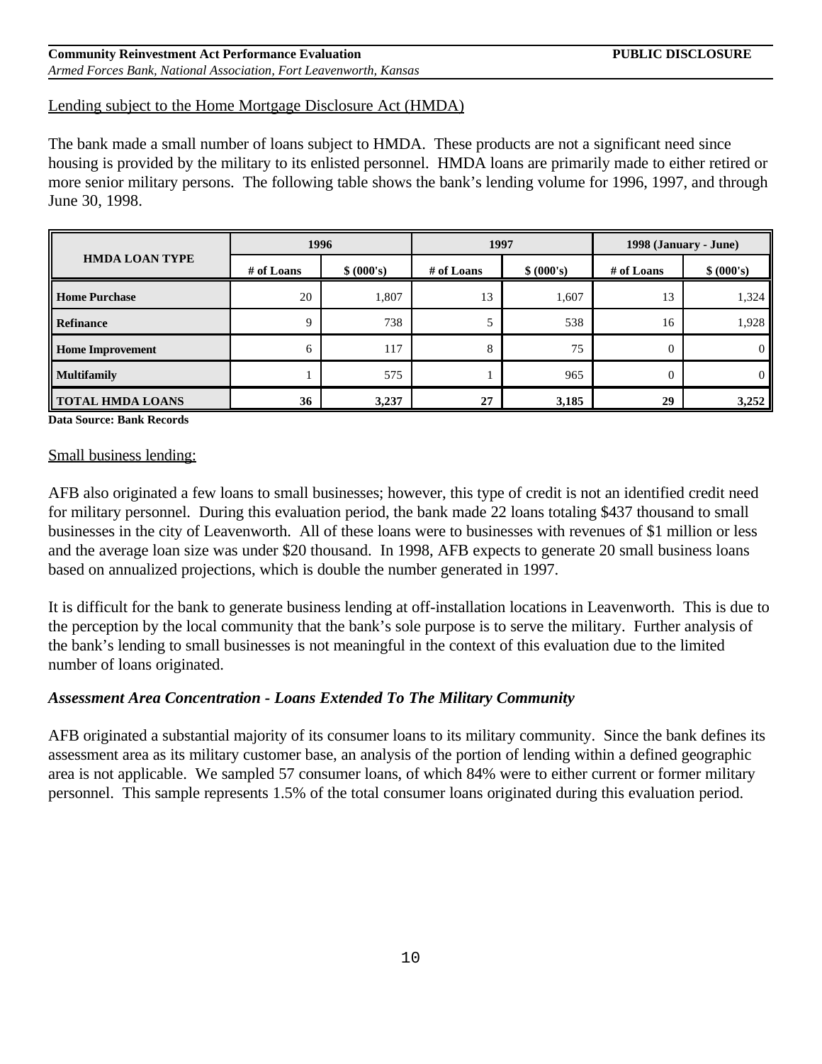Lending subject to the Home Mortgage Disclosure Act (HMDA)

The bank made a small number of loans subject to HMDA. These products are not a significant need since housing is provided by the military to its enlisted personnel. HMDA loans are primarily made to either retired or more senior military persons. The following table shows the bank's lending volume for 1996, 1997, and through June 30, 1998.

| HMDA LOAN TYPE | 1996 | | 1997 | | 1998 (January - June) | |
|---|---|---|---|---|---|---|
| | # of Loans | $ (000's) | # of Loans | $ (000's) | # of Loans | $ (000's) |
| **Home Purchase** | 20 | 1,807 | 13 | 1,607 | 13 | 1,324 |
| **Refinance** | 9 | 738 | 5 | 538 | 16 | 1,928 |
| **Home Improvement** | 6 | 117 | 8 | 75 | 0 | 0 |
| **Multifamily** | 1 | 575 | 1 | 965 | 0 | 0 |
| **TOTAL HMDA LOANS** | **36** | **3,237** | **27** | **3,185** | **29** | **3,252** |

**Data Source: Bank Records**

Small business lending:

AFB also originated a few loans to small businesses; however, this type of credit is not an identified credit need for military personnel. During this evaluation period, the bank made 22 loans totaling $437 thousand to small businesses in the city of Leavenworth. All of these loans were to businesses with revenues of $1 million or less and the average loan size was under $20 thousand. In 1998, AFB expects to generate 20 small business loans based on annualized projections, which is double the number generated in 1997.

It is difficult for the bank to generate business lending at off-installation locations in Leavenworth. This is due to the perception by the local community that the bank's sole purpose is to serve the military. Further analysis of the bank's lending to small businesses is not meaningful in the context of this evaluation due to the limited number of loans originated.

***Assessment Area Concentration - Loans Extended To The Military Community***

AFB originated a substantial majority of its consumer loans to its military community. Since the bank defines its assessment area as its military customer base, an analysis of the portion of lending within a defined geographic area is not applicable. We sampled 57 consumer loans, of which 84% were to either current or former military personnel. This sample represents 1.5% of the total consumer loans originated during this evaluation period.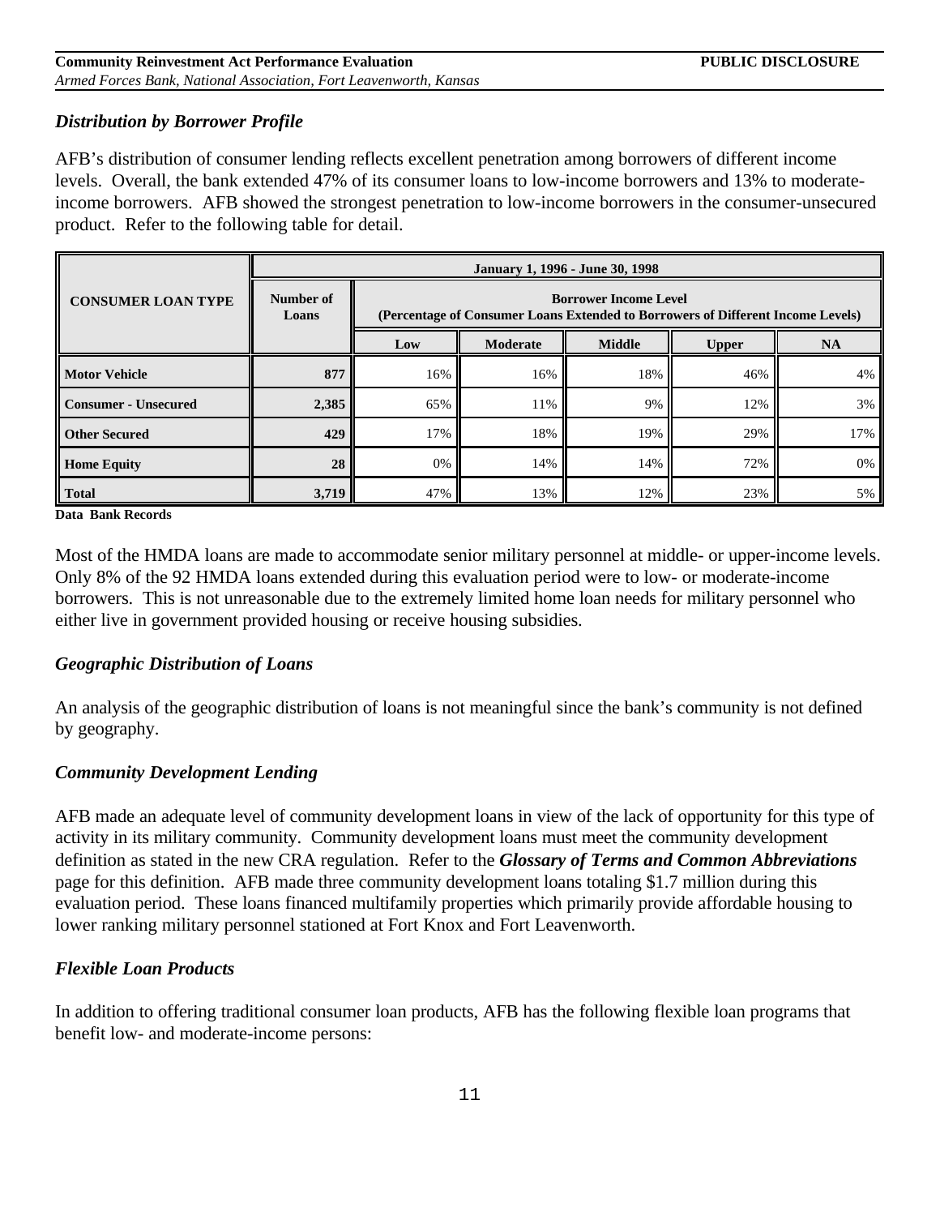### *Distribution by Borrower Profile*

AFB's distribution of consumer lending reflects excellent penetration among borrowers of different income levels. Overall, the bank extended 47% of its consumer loans to low-income borrowers and 13% to moderate-income borrowers. AFB showed the strongest penetration to low-income borrowers in the consumer-unsecured product. Refer to the following table for detail.

| CONSUMER LOAN TYPE | January 1, 1996 - June 30, 1998 | | | | | |
|---|---|---|---|---|---|---|
| | Number of Loans | Borrower Income Level (Percentage of Consumer Loans Extended to Borrowers of Different Income Levels) | | | | |
| | | Low | Moderate | Middle | Upper | NA |
| **Motor Vehicle** | **877** | 16% | 16% | 18% | 46% | 4% |
| **Consumer - Unsecured** | **2,385** | 65% | 11% | 9% | 12% | 3% |
| **Other Secured** | **429** | 17% | 18% | 19% | 29% | 17% |
| **Home Equity** | **28** | 0% | 14% | 14% | 72% | 0% |
| **Total** | **3,719** | 47% | 13% | 12% | 23% | 5% |

**Data Bank Records**

Most of the HMDA loans are made to accommodate senior military personnel at middle- or upper-income levels. Only 8% of the 92 HMDA loans extended during this evaluation period were to low- or moderate-income borrowers. This is not unreasonable due to the extremely limited home loan needs for military personnel who either live in government provided housing or receive housing subsidies.

### *Geographic Distribution of Loans*

An analysis of the geographic distribution of loans is not meaningful since the bank's community is not defined by geography.

### *Community Development Lending*

AFB made an adequate level of community development loans in view of the lack of opportunity for this type of activity in its military community. Community development loans must meet the community development definition as stated in the new CRA regulation. Refer to the ***Glossary of Terms and Common Abbreviations*** page for this definition. AFB made three community development loans totaling $1.7 million during this evaluation period. These loans financed multifamily properties which primarily provide affordable housing to lower ranking military personnel stationed at Fort Knox and Fort Leavenworth.

### *Flexible Loan Products*

In addition to offering traditional consumer loan products, AFB has the following flexible loan programs that benefit low- and moderate-income persons: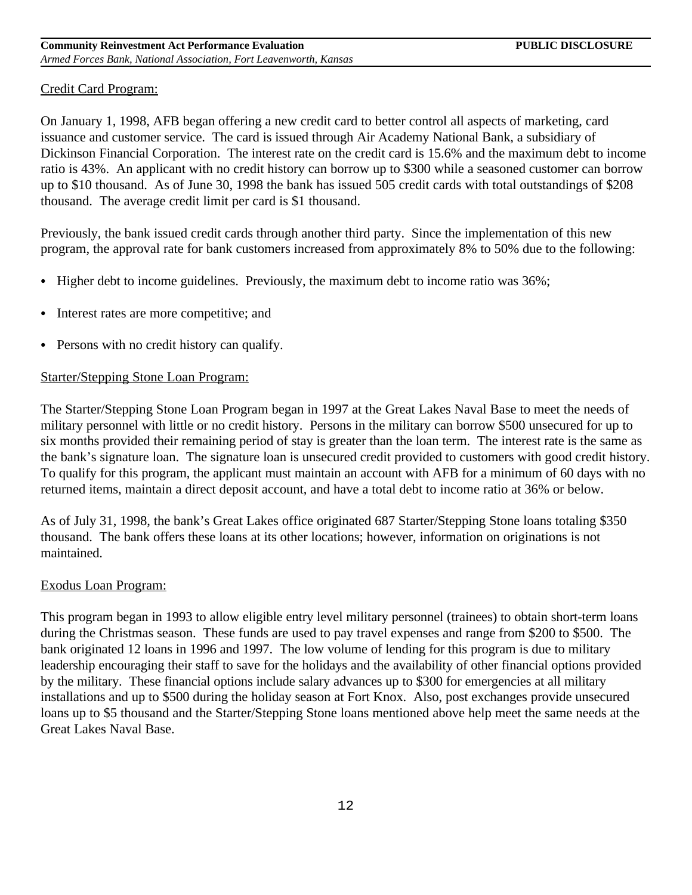Credit Card Program:

On January 1, 1998, AFB began offering a new credit card to better control all aspects of marketing, card issuance and customer service. The card is issued through Air Academy National Bank, a subsidiary of Dickinson Financial Corporation. The interest rate on the credit card is 15.6% and the maximum debt to income ratio is 43%. An applicant with no credit history can borrow up to $300 while a seasoned customer can borrow up to $10 thousand. As of June 30, 1998 the bank has issued 505 credit cards with total outstandings of $208 thousand. The average credit limit per card is $1 thousand.

Previously, the bank issued credit cards through another third party. Since the implementation of this new program, the approval rate for bank customers increased from approximately 8% to 50% due to the following:

- Higher debt to income guidelines. Previously, the maximum debt to income ratio was 36%;
- Interest rates are more competitive; and
- Persons with no credit history can qualify.

Starter/Stepping Stone Loan Program:

The Starter/Stepping Stone Loan Program began in 1997 at the Great Lakes Naval Base to meet the needs of military personnel with little or no credit history. Persons in the military can borrow $500 unsecured for up to six months provided their remaining period of stay is greater than the loan term. The interest rate is the same as the bank's signature loan. The signature loan is unsecured credit provided to customers with good credit history. To qualify for this program, the applicant must maintain an account with AFB for a minimum of 60 days with no returned items, maintain a direct deposit account, and have a total debt to income ratio at 36% or below.

As of July 31, 1998, the bank's Great Lakes office originated 687 Starter/Stepping Stone loans totaling $350 thousand. The bank offers these loans at its other locations; however, information on originations is not maintained.

Exodus Loan Program:

This program began in 1993 to allow eligible entry level military personnel (trainees) to obtain short-term loans during the Christmas season. These funds are used to pay travel expenses and range from $200 to $500. The bank originated 12 loans in 1996 and 1997. The low volume of lending for this program is due to military leadership encouraging their staff to save for the holidays and the availability of other financial options provided by the military. These financial options include salary advances up to $300 for emergencies at all military installations and up to $500 during the holiday season at Fort Knox. Also, post exchanges provide unsecured loans up to $5 thousand and the Starter/Stepping Stone loans mentioned above help meet the same needs at the Great Lakes Naval Base.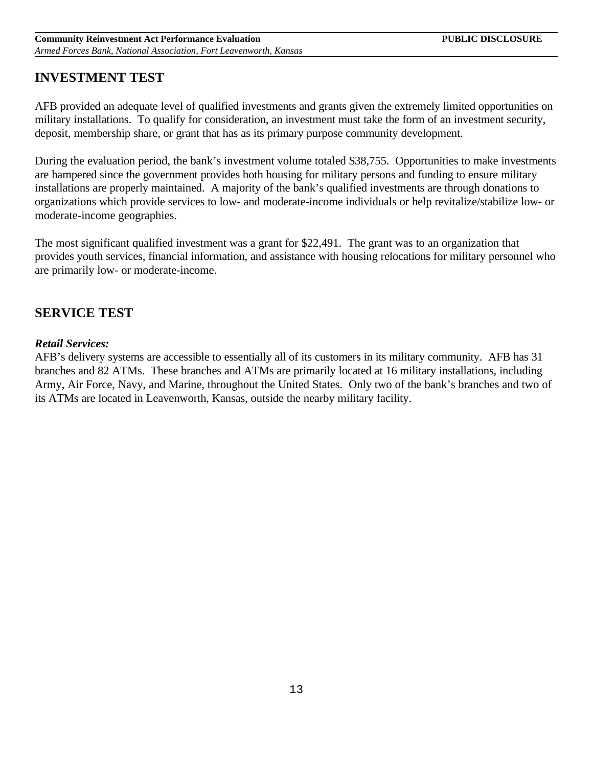## INVESTMENT TEST

AFB provided an adequate level of qualified investments and grants given the extremely limited opportunities on military installations. To qualify for consideration, an investment must take the form of an investment security, deposit, membership share, or grant that has as its primary purpose community development.

During the evaluation period, the bank's investment volume totaled $38,755. Opportunities to make investments are hampered since the government provides both housing for military persons and funding to ensure military installations are properly maintained. A majority of the bank's qualified investments are through donations to organizations which provide services to low- and moderate-income individuals or help revitalize/stabilize low- or moderate-income geographies.

The most significant qualified investment was a grant for $22,491. The grant was to an organization that provides youth services, financial information, and assistance with housing relocations for military personnel who are primarily low- or moderate-income.

## SERVICE TEST

***Retail Services:***

AFB's delivery systems are accessible to essentially all of its customers in its military community. AFB has 31 branches and 82 ATMs. These branches and ATMs are primarily located at 16 military installations, including Army, Air Force, Navy, and Marine, throughout the United States. Only two of the bank's branches and two of its ATMs are located in Leavenworth, Kansas, outside the nearby military facility.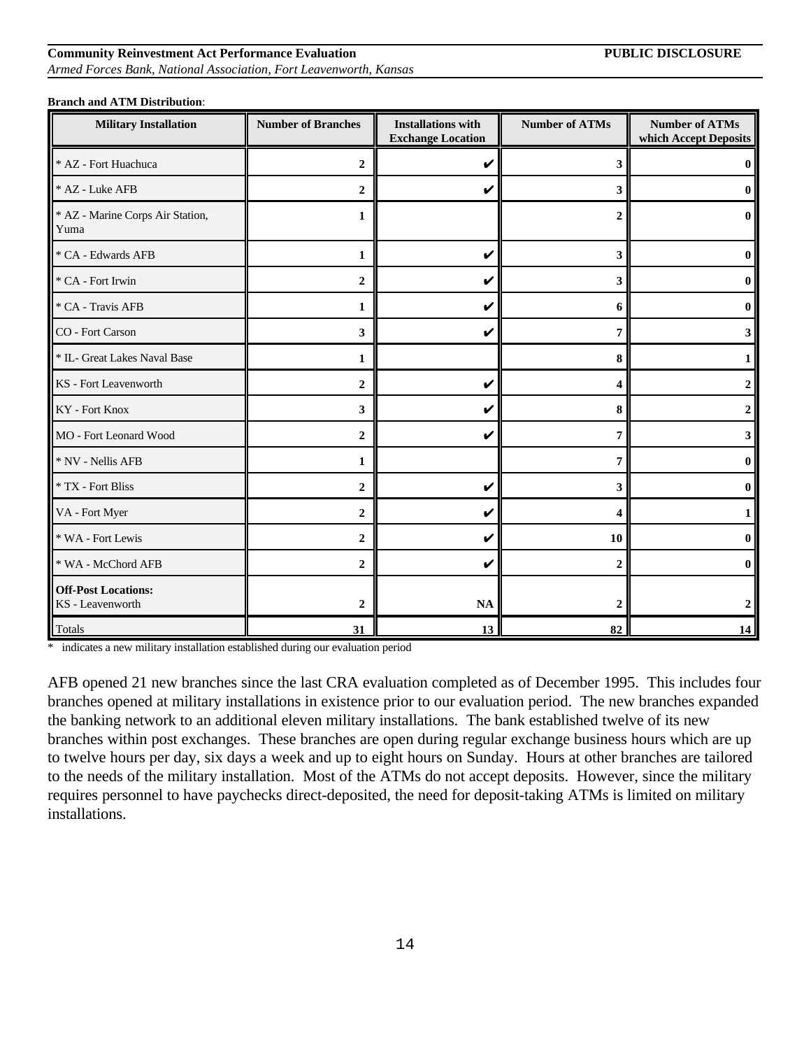**Branch and ATM Distribution**:

| Military Installation | Number of Branches | Installations with Exchange Location | Number of ATMs | Number of ATMs which Accept Deposits |
|---|---|---|---|---|
| * AZ - Fort Huachuca | 2 | ✔ | 3 | 0 |
| * AZ - Luke AFB | 2 | ✔ | 3 | 0 |
| * AZ - Marine Corps Air Station, Yuma | 1 | | 2 | 0 |
| * CA - Edwards AFB | 1 | ✔ | 3 | 0 |
| * CA - Fort Irwin | 2 | ✔ | 3 | 0 |
| * CA - Travis AFB | 1 | ✔ | 6 | 0 |
| CO - Fort Carson | 3 | ✔ | 7 | 3 |
| * IL- Great Lakes Naval Base | 1 | | 8 | 1 |
| KS - Fort Leavenworth | 2 | ✔ | 4 | 2 |
| KY - Fort Knox | 3 | ✔ | 8 | 2 |
| MO - Fort Leonard Wood | 2 | ✔ | 7 | 3 |
| * NV - Nellis AFB | 1 | | 7 | 0 |
| * TX - Fort Bliss | 2 | ✔ | 3 | 0 |
| VA - Fort Myer | 2 | ✔ | 4 | 1 |
| * WA - Fort Lewis | 2 | ✔ | 10 | 0 |
| * WA - McChord AFB | 2 | ✔ | 2 | 0 |
| **Off-Post Locations:** KS - Leavenworth | 2 | NA | 2 | 2 |
| Totals | 31 | 13 | 82 | 14 |

* indicates a new military installation established during our evaluation period

AFB opened 21 new branches since the last CRA evaluation completed as of December 1995. This includes four branches opened at military installations in existence prior to our evaluation period. The new branches expanded the banking network to an additional eleven military installations. The bank established twelve of its new branches within post exchanges. These branches are open during regular exchange business hours which are up to twelve hours per day, six days a week and up to eight hours on Sunday. Hours at other branches are tailored to the needs of the military installation. Most of the ATMs do not accept deposits. However, since the military requires personnel to have paychecks direct-deposited, the need for deposit-taking ATMs is limited on military installations.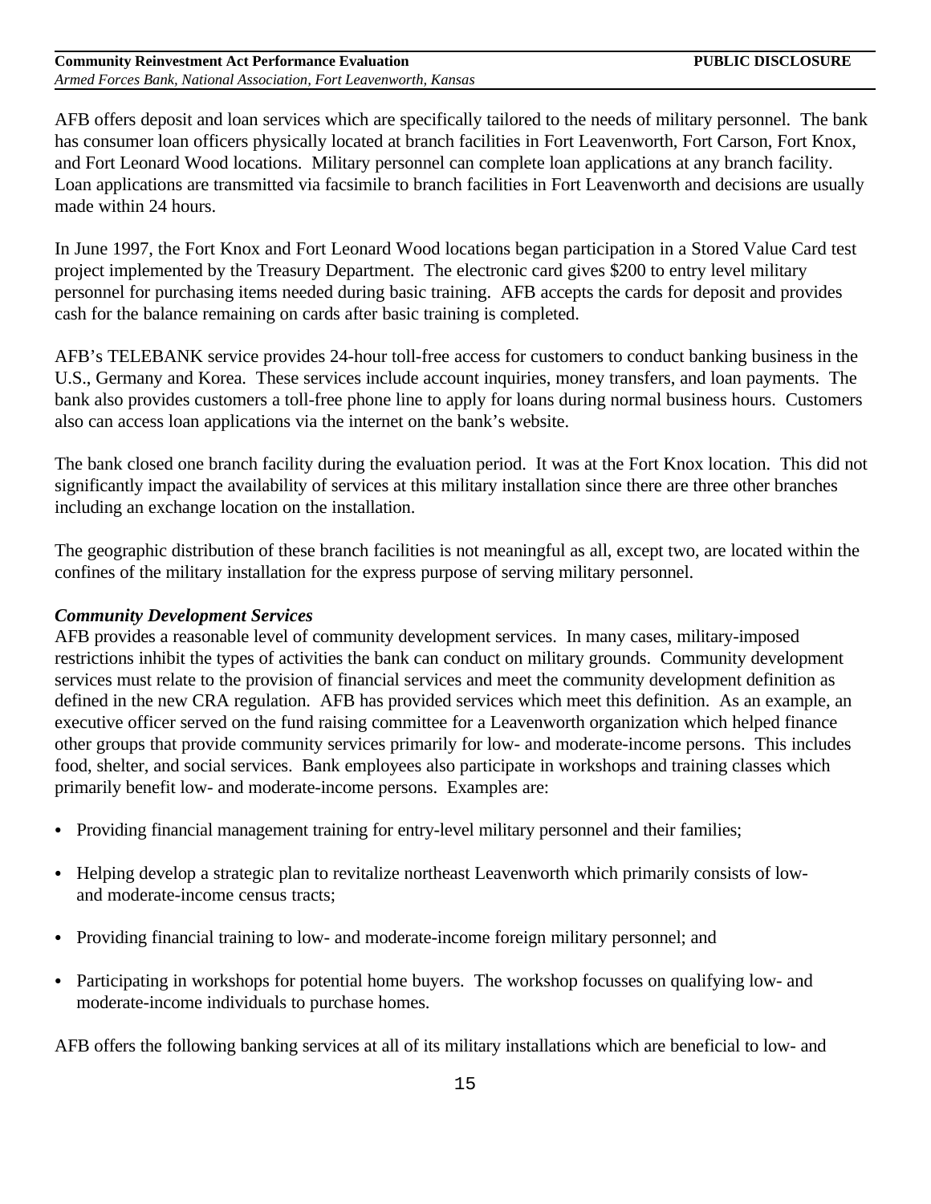AFB offers deposit and loan services which are specifically tailored to the needs of military personnel. The bank has consumer loan officers physically located at branch facilities in Fort Leavenworth, Fort Carson, Fort Knox, and Fort Leonard Wood locations. Military personnel can complete loan applications at any branch facility. Loan applications are transmitted via facsimile to branch facilities in Fort Leavenworth and decisions are usually made within 24 hours.

In June 1997, the Fort Knox and Fort Leonard Wood locations began participation in a Stored Value Card test project implemented by the Treasury Department. The electronic card gives $200 to entry level military personnel for purchasing items needed during basic training. AFB accepts the cards for deposit and provides cash for the balance remaining on cards after basic training is completed.

AFB's TELEBANK service provides 24-hour toll-free access for customers to conduct banking business in the U.S., Germany and Korea. These services include account inquiries, money transfers, and loan payments. The bank also provides customers a toll-free phone line to apply for loans during normal business hours. Customers also can access loan applications via the internet on the bank's website.

The bank closed one branch facility during the evaluation period. It was at the Fort Knox location. This did not significantly impact the availability of services at this military installation since there are three other branches including an exchange location on the installation.

The geographic distribution of these branch facilities is not meaningful as all, except two, are located within the confines of the military installation for the express purpose of serving military personnel.

***Community Development Services***

AFB provides a reasonable level of community development services. In many cases, military-imposed restrictions inhibit the types of activities the bank can conduct on military grounds. Community development services must relate to the provision of financial services and meet the community development definition as defined in the new CRA regulation. AFB has provided services which meet this definition. As an example, an executive officer served on the fund raising committee for a Leavenworth organization which helped finance other groups that provide community services primarily for low- and moderate-income persons. This includes food, shelter, and social services. Bank employees also participate in workshops and training classes which primarily benefit low- and moderate-income persons. Examples are:

- Providing financial management training for entry-level military personnel and their families;
- Helping develop a strategic plan to revitalize northeast Leavenworth which primarily consists of low- and moderate-income census tracts;
- Providing financial training to low- and moderate-income foreign military personnel; and
- Participating in workshops for potential home buyers. The workshop focusses on qualifying low- and moderate-income individuals to purchase homes.

AFB offers the following banking services at all of its military installations which are beneficial to low- and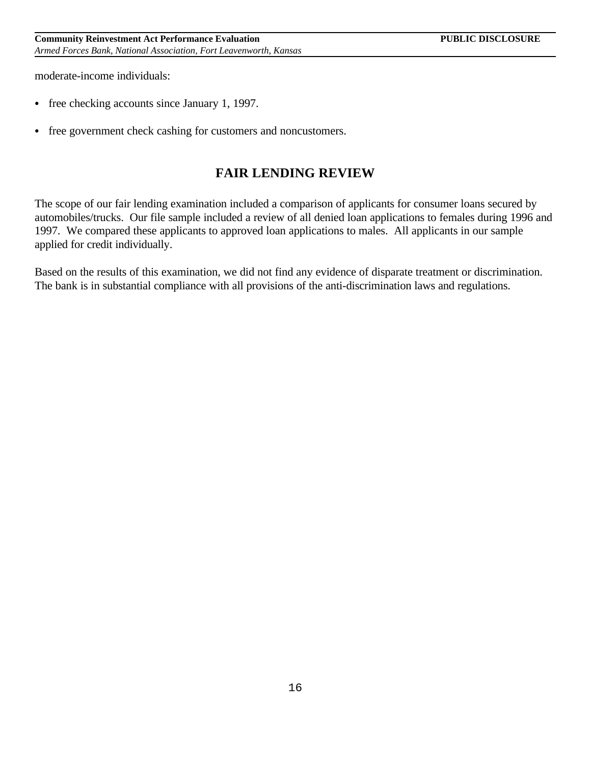moderate-income individuals:

- free checking accounts since January 1, 1997.
- free government check cashing for customers and noncustomers.

## FAIR LENDING REVIEW

The scope of our fair lending examination included a comparison of applicants for consumer loans secured by automobiles/trucks. Our file sample included a review of all denied loan applications to females during 1996 and 1997. We compared these applicants to approved loan applications to males. All applicants in our sample applied for credit individually.

Based on the results of this examination, we did not find any evidence of disparate treatment or discrimination. The bank is in substantial compliance with all provisions of the anti-discrimination laws and regulations.